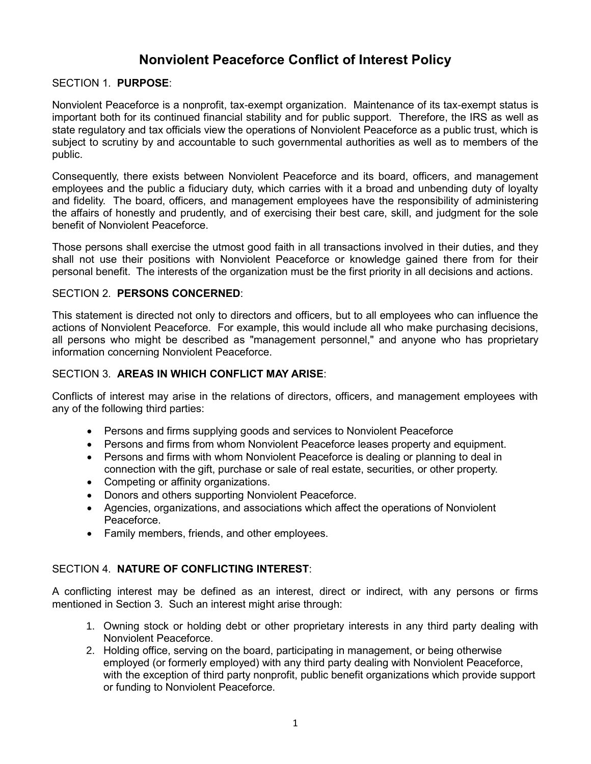# Nonviolent Peaceforce Conflict of Interest Policy

SECTION 1. **PURPOSE**:

Nonviolent Peaceforce is a nonprofit, tax-exempt organization. Maintenance of its tax-exempt status is important both for its continued financial stability and for public support. Therefore, the IRS as well as state regulatory and tax officials view the operations of Nonviolent Peaceforce as a public trust, which is subject to scrutiny by and accountable to such governmental authorities as well as to members of the public.

Consequently, there exists between Nonviolent Peaceforce and its board, officers, and management employees and the public a fiduciary duty, which carries with it a broad and unbending duty of loyalty and fidelity. The board, officers, and management employees have the responsibility of administering the affairs of honestly and prudently, and of exercising their best care, skill, and judgment for the sole benefit of Nonviolent Peaceforce.

Those persons shall exercise the utmost good faith in all transactions involved in their duties, and they shall not use their positions with Nonviolent Peaceforce or knowledge gained there from for their personal benefit. The interests of the organization must be the first priority in all decisions and actions.

SECTION 2. **PERSONS CONCERNED**:

This statement is directed not only to directors and officers, but to all employees who can influence the actions of Nonviolent Peaceforce. For example, this would include all who make purchasing decisions, all persons who might be described as "management personnel," and anyone who has proprietary information concerning Nonviolent Peaceforce.

SECTION 3. **AREAS IN WHICH CONFLICT MAY ARISE**:

Conflicts of interest may arise in the relations of directors, officers, and management employees with any of the following third parties:

- Persons and firms supplying goods and services to Nonviolent Peaceforce
- Persons and firms from whom Nonviolent Peaceforce leases property and equipment.
- Persons and firms with whom Nonviolent Peaceforce is dealing or planning to deal in connection with the gift, purchase or sale of real estate, securities, or other property.
- Competing or affinity organizations.
- Donors and others supporting Nonviolent Peaceforce.
- Agencies, organizations, and associations which affect the operations of Nonviolent Peaceforce.
- Family members, friends, and other employees.

SECTION 4. **NATURE OF CONFLICTING INTEREST**:

A conflicting interest may be defined as an interest, direct or indirect, with any persons or firms mentioned in Section 3. Such an interest might arise through:

1. Owning stock or holding debt or other proprietary interests in any third party dealing with Nonviolent Peaceforce.
2. Holding office, serving on the board, participating in management, or being otherwise employed (or formerly employed) with any third party dealing with Nonviolent Peaceforce, with the exception of third party nonprofit, public benefit organizations which provide support or funding to Nonviolent Peaceforce.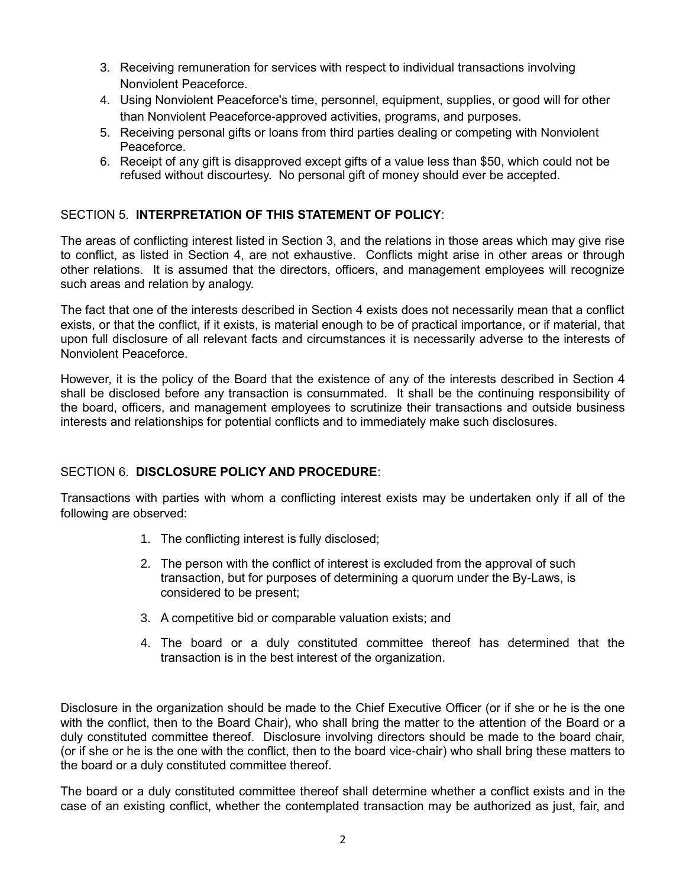3. Receiving remuneration for services with respect to individual transactions involving Nonviolent Peaceforce.
4. Using Nonviolent Peaceforce's time, personnel, equipment, supplies, or good will for other than Nonviolent Peaceforce-approved activities, programs, and purposes.
5. Receiving personal gifts or loans from third parties dealing or competing with Nonviolent Peaceforce.
6. Receipt of any gift is disapproved except gifts of a value less than $50, which could not be refused without discourtesy. No personal gift of money should ever be accepted.

SECTION 5. **INTERPRETATION OF THIS STATEMENT OF POLICY**:

The areas of conflicting interest listed in Section 3, and the relations in those areas which may give rise to conflict, as listed in Section 4, are not exhaustive. Conflicts might arise in other areas or through other relations. It is assumed that the directors, officers, and management employees will recognize such areas and relation by analogy.

The fact that one of the interests described in Section 4 exists does not necessarily mean that a conflict exists, or that the conflict, if it exists, is material enough to be of practical importance, or if material, that upon full disclosure of all relevant facts and circumstances it is necessarily adverse to the interests of Nonviolent Peaceforce.

However, it is the policy of the Board that the existence of any of the interests described in Section 4 shall be disclosed before any transaction is consummated. It shall be the continuing responsibility of the board, officers, and management employees to scrutinize their transactions and outside business interests and relationships for potential conflicts and to immediately make such disclosures.

SECTION 6. **DISCLOSURE POLICY AND PROCEDURE**:

Transactions with parties with whom a conflicting interest exists may be undertaken only if all of the following are observed:

1. The conflicting interest is fully disclosed;
2. The person with the conflict of interest is excluded from the approval of such transaction, but for purposes of determining a quorum under the By-Laws, is considered to be present;
3. A competitive bid or comparable valuation exists; and
4. The board or a duly constituted committee thereof has determined that the transaction is in the best interest of the organization.

Disclosure in the organization should be made to the Chief Executive Officer (or if she or he is the one with the conflict, then to the Board Chair), who shall bring the matter to the attention of the Board or a duly constituted committee thereof. Disclosure involving directors should be made to the board chair, (or if she or he is the one with the conflict, then to the board vice-chair) who shall bring these matters to the board or a duly constituted committee thereof.

The board or a duly constituted committee thereof shall determine whether a conflict exists and in the case of an existing conflict, whether the contemplated transaction may be authorized as just, fair, and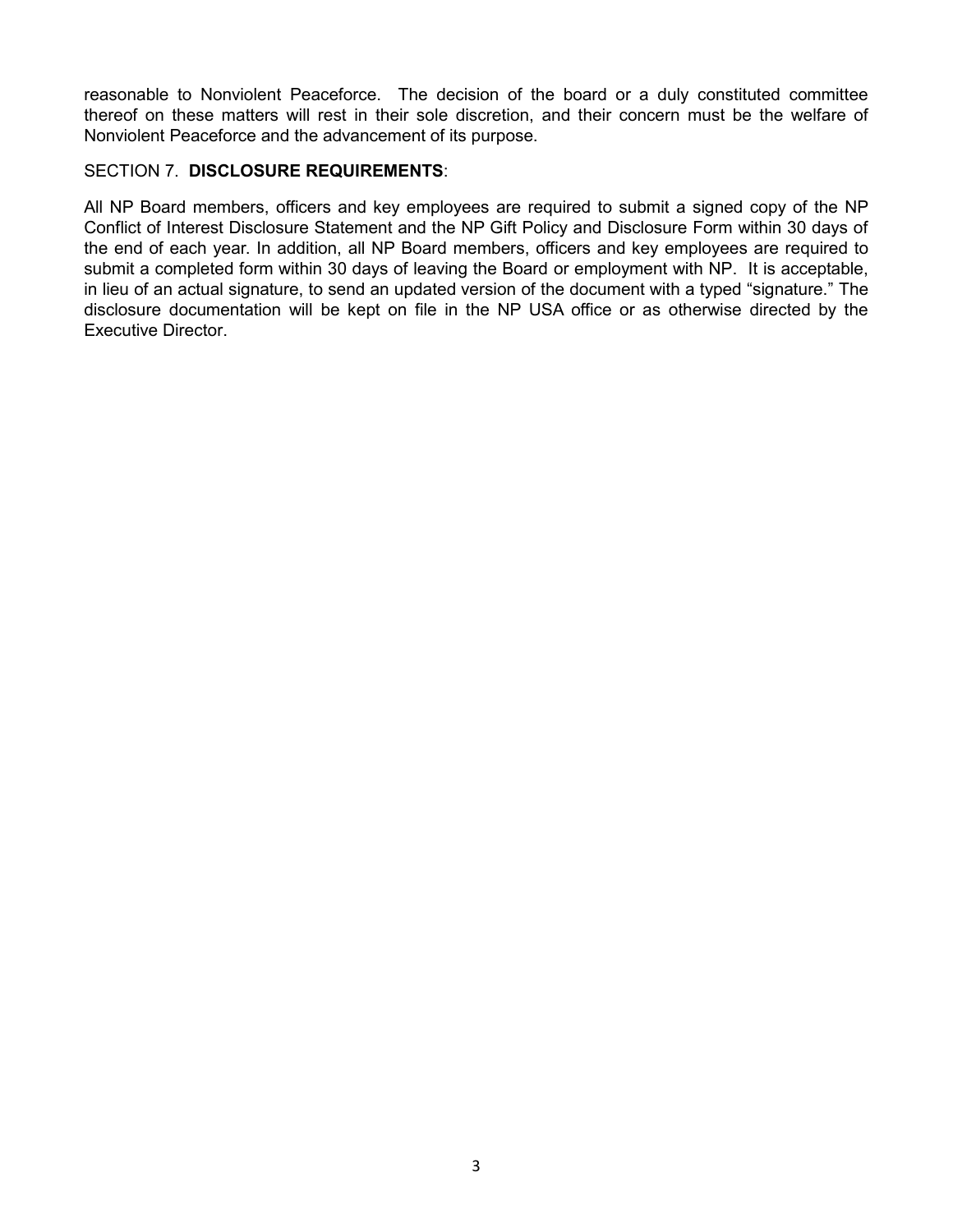reasonable to Nonviolent Peaceforce. The decision of the board or a duly constituted committee thereof on these matters will rest in their sole discretion, and their concern must be the welfare of Nonviolent Peaceforce and the advancement of its purpose.

SECTION 7. **DISCLOSURE REQUIREMENTS**:

All NP Board members, officers and key employees are required to submit a signed copy of the NP Conflict of Interest Disclosure Statement and the NP Gift Policy and Disclosure Form within 30 days of the end of each year. In addition, all NP Board members, officers and key employees are required to submit a completed form within 30 days of leaving the Board or employment with NP. It is acceptable, in lieu of an actual signature, to send an updated version of the document with a typed "signature." The disclosure documentation will be kept on file in the NP USA office or as otherwise directed by the Executive Director.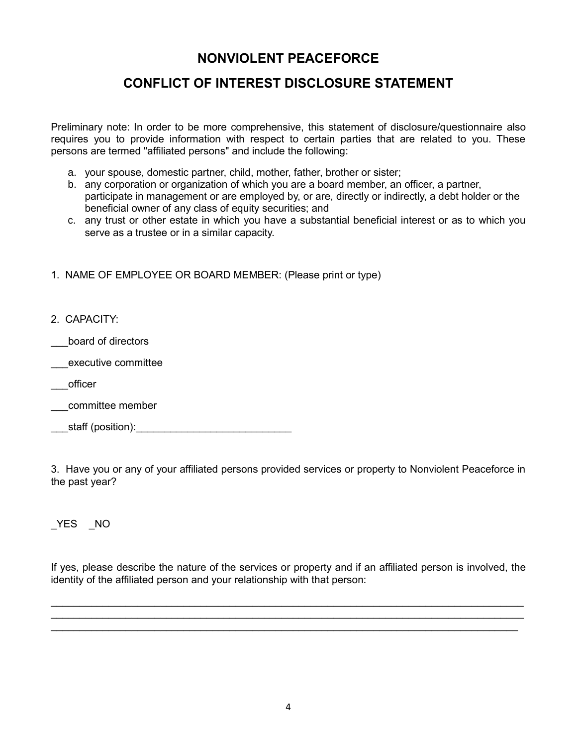# NONVIOLENT PEACEFORCE

## CONFLICT OF INTEREST DISCLOSURE STATEMENT

Preliminary note: In order to be more comprehensive, this statement of disclosure/questionnaire also requires you to provide information with respect to certain parties that are related to you. These persons are termed "affiliated persons" and include the following:

a. your spouse, domestic partner, child, mother, father, brother or sister;
b. any corporation or organization of which you are a board member, an officer, a partner, participate in management or are employed by, or are, directly or indirectly, a debt holder or the beneficial owner of any class of equity securities; and
c. any trust or other estate in which you have a substantial beneficial interest or as to which you serve as a trustee or in a similar capacity.

1. NAME OF EMPLOYEE OR BOARD MEMBER: (Please print or type)

2. CAPACITY:

___board of directors

___executive committee

___officer

___committee member

___staff (position):___________________________

3. Have you or any of your affiliated persons provided services or property to Nonviolent Peaceforce in the past year?

_YES _NO

If yes, please describe the nature of the services or property and if an affiliated person is involved, the identity of the affiliated person and your relationship with that person:

___________________________________________________________________________________
___________________________________________________________________________________
___________________________________________________________________________________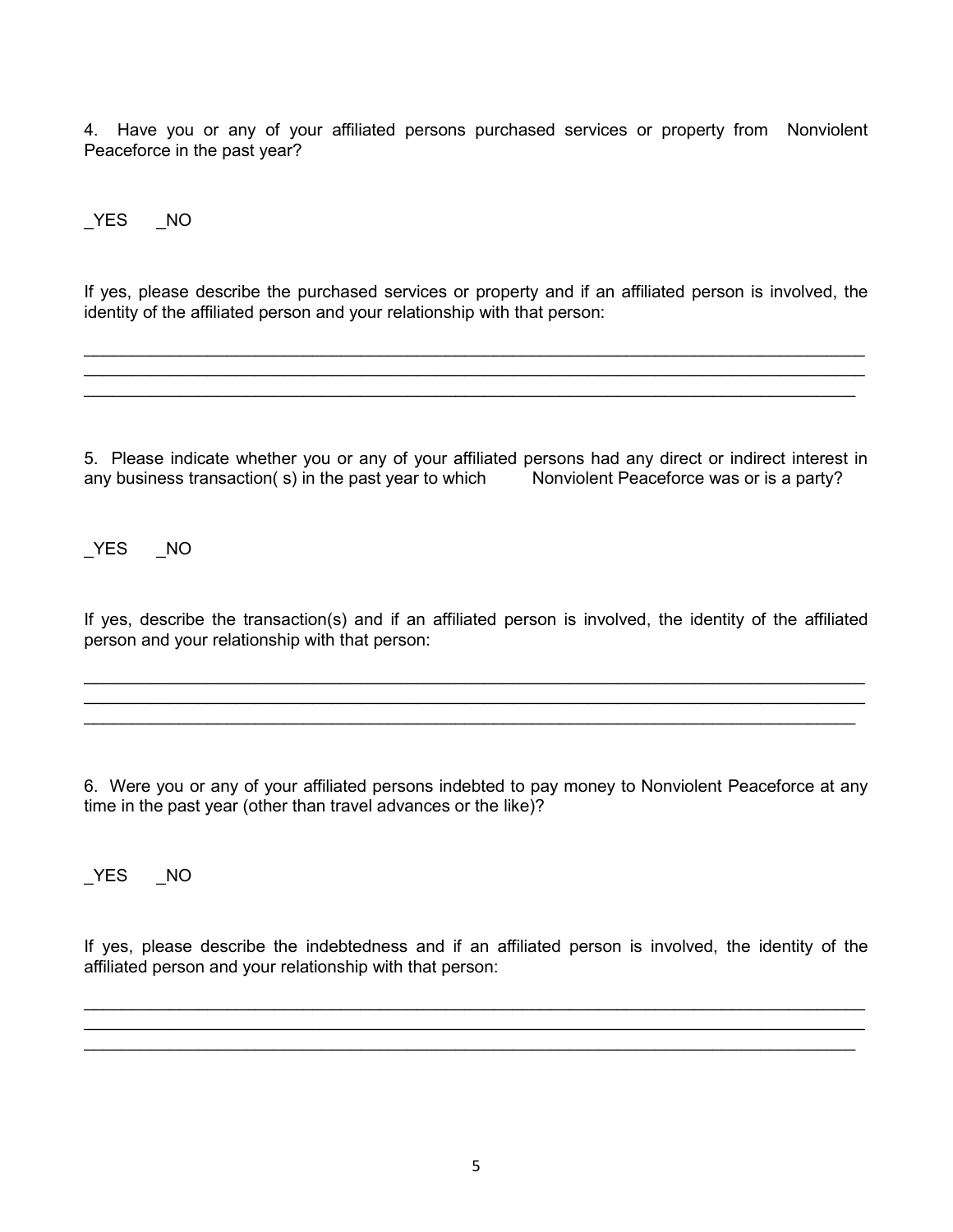4. Have you or any of your affiliated persons purchased services or property from Nonviolent Peaceforce in the past year?

_YES _NO

If yes, please describe the purchased services or property and if an affiliated person is involved, the identity of the affiliated person and your relationship with that person:

_______________________________________________________________________________
_______________________________________________________________________________
_______________________________________________________________________________

5. Please indicate whether you or any of your affiliated persons had any direct or indirect interest in any business transaction( s) in the past year to which Nonviolent Peaceforce was or is a party?

_YES _NO

If yes, describe the transaction(s) and if an affiliated person is involved, the identity of the affiliated person and your relationship with that person:

_______________________________________________________________________________
_______________________________________________________________________________
_______________________________________________________________________________

6. Were you or any of your affiliated persons indebted to pay money to Nonviolent Peaceforce at any time in the past year (other than travel advances or the like)?

_YES _NO

If yes, please describe the indebtedness and if an affiliated person is involved, the identity of the affiliated person and your relationship with that person:

_______________________________________________________________________________
_______________________________________________________________________________
_______________________________________________________________________________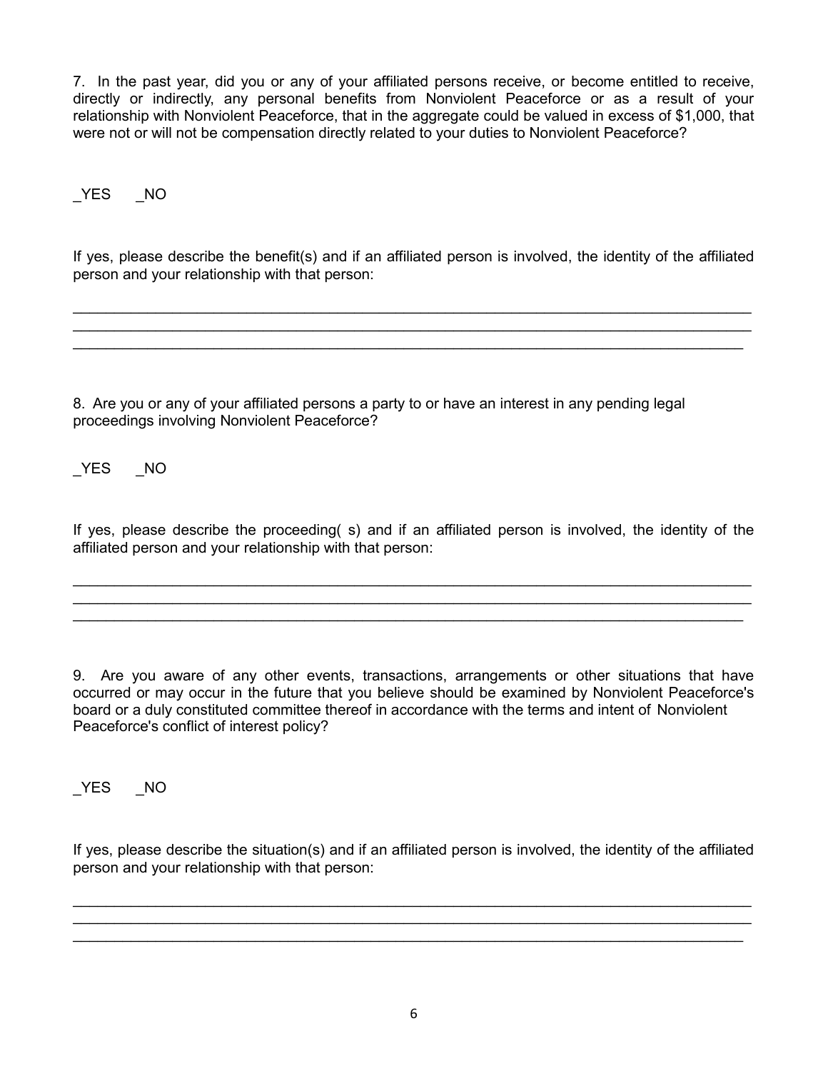7. In the past year, did you or any of your affiliated persons receive, or become entitled to receive, directly or indirectly, any personal benefits from Nonviolent Peaceforce or as a result of your relationship with Nonviolent Peaceforce, that in the aggregate could be valued in excess of $1,000, that were not or will not be compensation directly related to your duties to Nonviolent Peaceforce?

_YES _NO

If yes, please describe the benefit(s) and if an affiliated person is involved, the identity of the affiliated person and your relationship with that person:

___________________________________________________________________________________
___________________________________________________________________________________
___________________________________________________________________________________

8. Are you or any of your affiliated persons a party to or have an interest in any pending legal proceedings involving Nonviolent Peaceforce?

_YES _NO

If yes, please describe the proceeding( s) and if an affiliated person is involved, the identity of the affiliated person and your relationship with that person:

___________________________________________________________________________________
___________________________________________________________________________________
___________________________________________________________________________________

9. Are you aware of any other events, transactions, arrangements or other situations that have occurred or may occur in the future that you believe should be examined by Nonviolent Peaceforce's board or a duly constituted committee thereof in accordance with the terms and intent of Nonviolent Peaceforce's conflict of interest policy?

_YES _NO

If yes, please describe the situation(s) and if an affiliated person is involved, the identity of the affiliated person and your relationship with that person:

___________________________________________________________________________________
___________________________________________________________________________________
___________________________________________________________________________________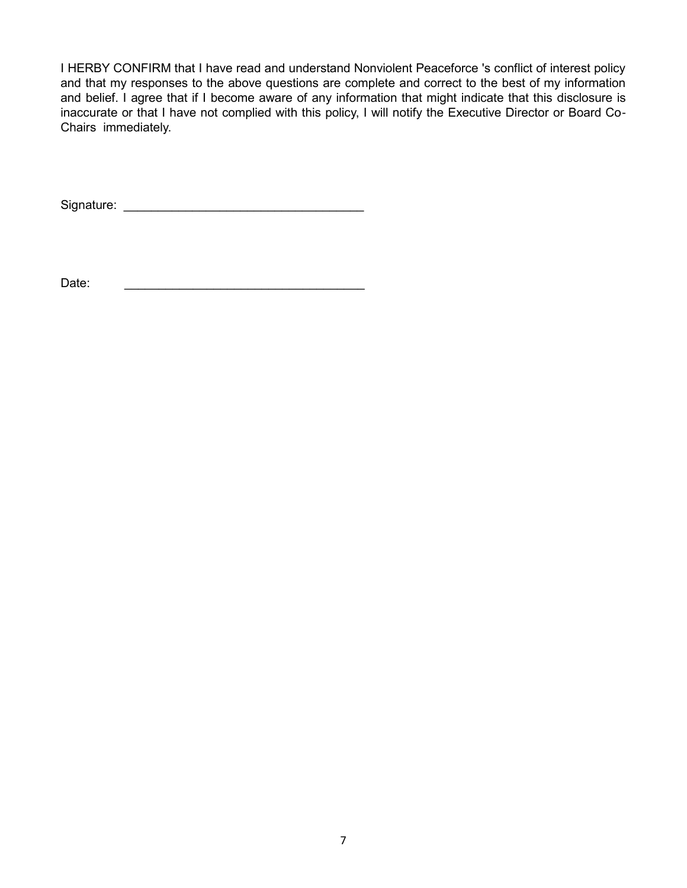I HERBY CONFIRM that I have read and understand Nonviolent Peaceforce 's conflict of interest policy and that my responses to the above questions are complete and correct to the best of my information and belief. I agree that if I become aware of any information that might indicate that this disclosure is inaccurate or that I have not complied with this policy, I will notify the Executive Director or Board Co-Chairs immediately.

Signature: ___________________________________

Date: ___________________________________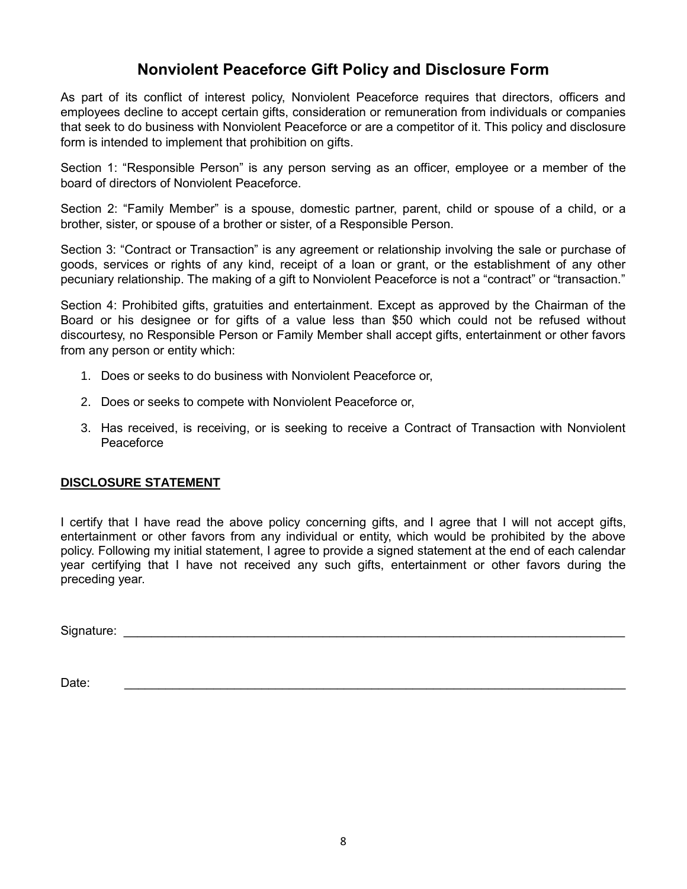# Nonviolent Peaceforce Gift Policy and Disclosure Form

As part of its conflict of interest policy, Nonviolent Peaceforce requires that directors, officers and employees decline to accept certain gifts, consideration or remuneration from individuals or companies that seek to do business with Nonviolent Peaceforce or are a competitor of it. This policy and disclosure form is intended to implement that prohibition on gifts.

Section 1: "Responsible Person" is any person serving as an officer, employee or a member of the board of directors of Nonviolent Peaceforce.

Section 2: "Family Member" is a spouse, domestic partner, parent, child or spouse of a child, or a brother, sister, or spouse of a brother or sister, of a Responsible Person.

Section 3: "Contract or Transaction" is any agreement or relationship involving the sale or purchase of goods, services or rights of any kind, receipt of a loan or grant, or the establishment of any other pecuniary relationship. The making of a gift to Nonviolent Peaceforce is not a "contract" or "transaction."

Section 4: Prohibited gifts, gratuities and entertainment. Except as approved by the Chairman of the Board or his designee or for gifts of a value less than $50 which could not be refused without discourtesy, no Responsible Person or Family Member shall accept gifts, entertainment or other favors from any person or entity which:

1. Does or seeks to do business with Nonviolent Peaceforce or,
2. Does or seeks to compete with Nonviolent Peaceforce or,
3. Has received, is receiving, or is seeking to receive a Contract of Transaction with Nonviolent Peaceforce

**DISCLOSURE STATEMENT**

I certify that I have read the above policy concerning gifts, and I agree that I will not accept gifts, entertainment or other favors from any individual or entity, which would be prohibited by the above policy. Following my initial statement, I agree to provide a signed statement at the end of each calendar year certifying that I have not received any such gifts, entertainment or other favors during the preceding year.

Signature: ______________________________________________________________________

Date: ______________________________________________________________________